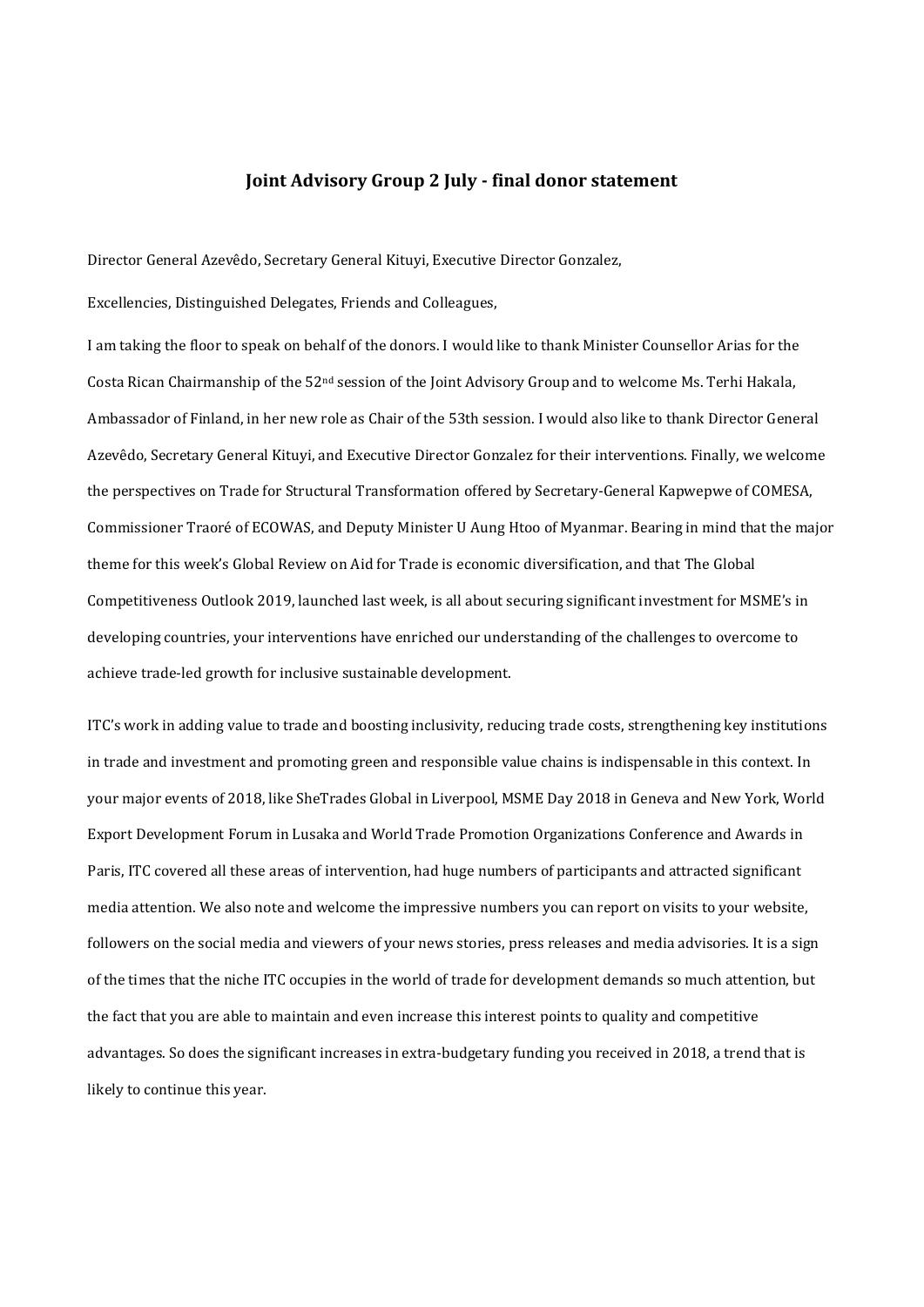# Joint Advisory Group 2 July - final donor statement

Director General Azevêdo, Secretary General Kituyi, Executive Director Gonzalez,

Excellencies, Distinguished Delegates, Friends and Colleagues,

I am taking the floor to speak on behalf of the donors. I would like to thank Minister Counsellor Arias for the Costa Rican Chairmanship of the 52nd session of the Joint Advisory Group and to welcome Ms. Terhi Hakala, Ambassador of Finland, in her new role as Chair of the 53th session. I would also like to thank Director General Azevêdo, Secretary General Kituyi, and Executive Director Gonzalez for their interventions. Finally, we welcome the perspectives on Trade for Structural Transformation offered by Secretary-General Kapwepwe of COMESA, Commissioner Traoré of ECOWAS, and Deputy Minister U Aung Htoo of Myanmar. Bearing in mind that the major theme for this week's Global Review on Aid for Trade is economic diversification, and that The Global Competitiveness Outlook 2019, launched last week, is all about securing significant investment for MSME's in developing countries, your interventions have enriched our understanding of the challenges to overcome to achieve trade-led growth for inclusive sustainable development.

ITC's work in adding value to trade and boosting inclusivity, reducing trade costs, strengthening key institutions in trade and investment and promoting green and responsible value chains is indispensable in this context. In your major events of 2018, like SheTrades Global in Liverpool, MSME Day 2018 in Geneva and New York, World Export Development Forum in Lusaka and World Trade Promotion Organizations Conference and Awards in Paris, ITC covered all these areas of intervention, had huge numbers of participants and attracted significant media attention. We also note and welcome the impressive numbers you can report on visits to your website, followers on the social media and viewers of your news stories, press releases and media advisories. It is a sign of the times that the niche ITC occupies in the world of trade for development demands so much attention, but the fact that you are able to maintain and even increase this interest points to quality and competitive advantages. So does the significant increases in extra-budgetary funding you received in 2018, a trend that is likely to continue this year.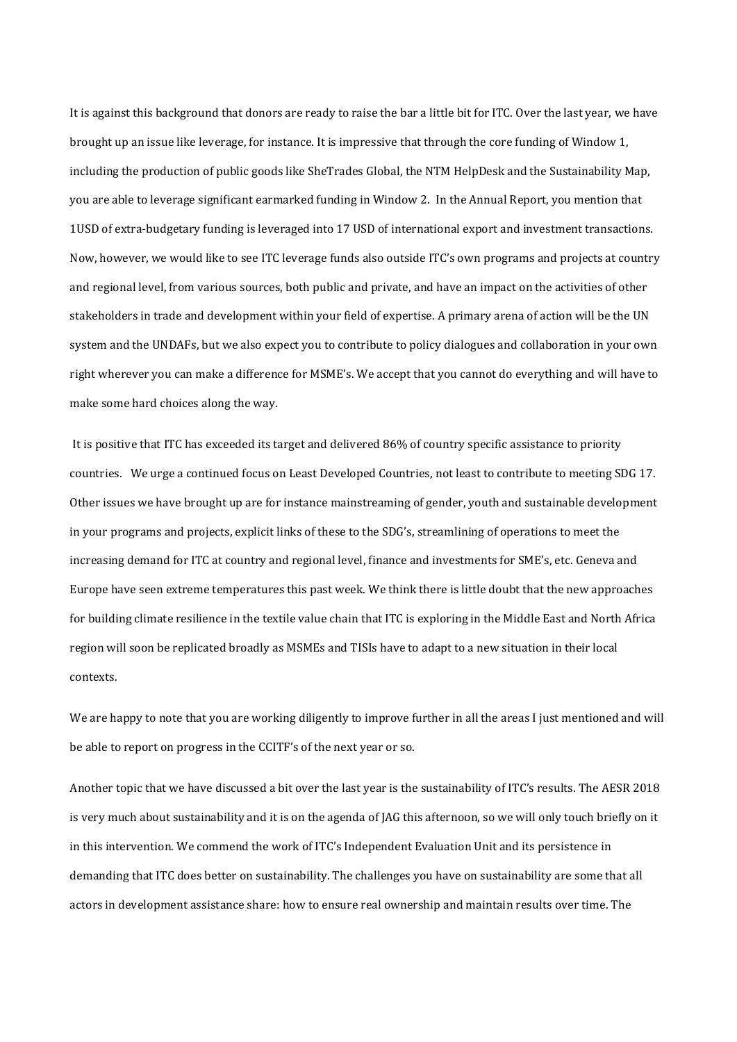It is against this background that donors are ready to raise the bar a little bit for ITC. Over the last year, we have brought up an issue like leverage, for instance. It is impressive that through the core funding of Window 1, including the production of public goods like SheTrades Global, the NTM HelpDesk and the Sustainability Map, you are able to leverage significant earmarked funding in Window 2. In the Annual Report, you mention that 1USD of extra-budgetary funding is leveraged into 17 USD of international export and investment transactions. Now, however, we would like to see ITC leverage funds also outside ITC's own programs and projects at country and regional level, from various sources, both public and private, and have an impact on the activities of other stakeholders in trade and development within your field of expertise. A primary arena of action will be the UN system and the UNDAFs, but we also expect you to contribute to policy dialogues and collaboration in your own right wherever you can make a difference for MSME's. We accept that you cannot do everything and will have to make some hard choices along the way.

It is positive that ITC has exceeded its target and delivered 86% of country specific assistance to priority countries. We urge a continued focus on Least Developed Countries, not least to contribute to meeting SDG 17. Other issues we have brought up are for instance mainstreaming of gender, youth and sustainable development in your programs and projects, explicit links of these to the SDG's, streamlining of operations to meet the increasing demand for ITC at country and regional level, finance and investments for SME's, etc. Geneva and Europe have seen extreme temperatures this past week. We think there is little doubt that the new approaches for building climate resilience in the textile value chain that ITC is exploring in the Middle East and North Africa region will soon be replicated broadly as MSMEs and TISIs have to adapt to a new situation in their local contexts.

We are happy to note that you are working diligently to improve further in all the areas I just mentioned and will be able to report on progress in the CCITF's of the next year or so.

Another topic that we have discussed a bit over the last year is the sustainability of ITC's results. The AESR 2018 is very much about sustainability and it is on the agenda of JAG this afternoon, so we will only touch briefly on it in this intervention. We commend the work of ITC's Independent Evaluation Unit and its persistence in demanding that ITC does better on sustainability. The challenges you have on sustainability are some that all actors in development assistance share: how to ensure real ownership and maintain results over time. The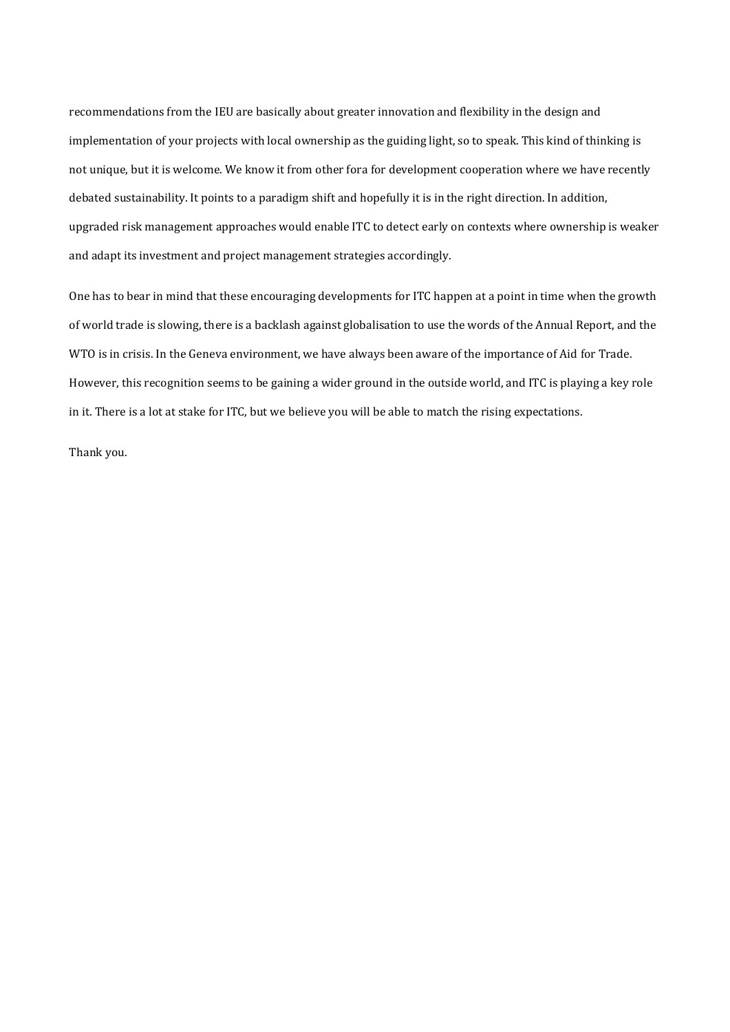recommendations from the IEU are basically about greater innovation and flexibility in the design and implementation of your projects with local ownership as the guiding light, so to speak. This kind of thinking is not unique, but it is welcome. We know it from other fora for development cooperation where we have recently debated sustainability. It points to a paradigm shift and hopefully it is in the right direction. In addition, upgraded risk management approaches would enable ITC to detect early on contexts where ownership is weaker and adapt its investment and project management strategies accordingly.

One has to bear in mind that these encouraging developments for ITC happen at a point in time when the growth of world trade is slowing, there is a backlash against globalisation to use the words of the Annual Report, and the WTO is in crisis. In the Geneva environment, we have always been aware of the importance of Aid for Trade. However, this recognition seems to be gaining a wider ground in the outside world, and ITC is playing a key role in it. There is a lot at stake for ITC, but we believe you will be able to match the rising expectations.

Thank you.